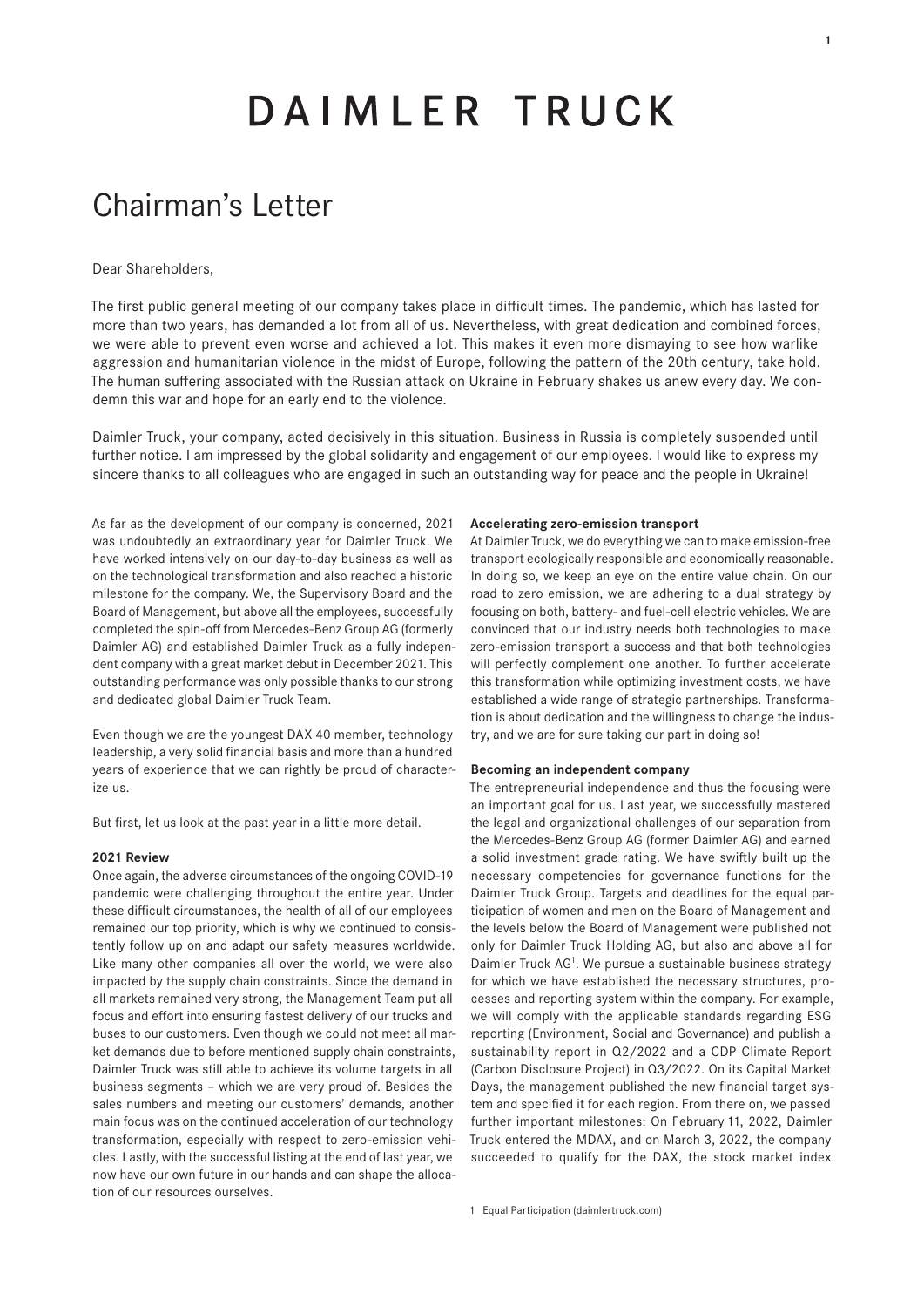# DAIMLER TRUCK

## Chairman's Letter

Dear Shareholders,

The first public general meeting of our company takes place in difficult times. The pandemic, which has lasted for more than two years, has demanded a lot from all of us. Nevertheless, with great dedication and combined forces, we were able to prevent even worse and achieved a lot. This makes it even more dismaying to see how warlike aggression and humanitarian violence in the midst of Europe, following the pattern of the 20th century, take hold. The human suffering associated with the Russian attack on Ukraine in February shakes us anew every day. We condemn this war and hope for an early end to the violence.

Daimler Truck, your company, acted decisively in this situation. Business in Russia is completely suspended until further notice. I am impressed by the global solidarity and engagement of our employees. I would like to express my sincere thanks to all colleagues who are engaged in such an outstanding way for peace and the people in Ukraine!

As far as the development of our company is concerned, 2021 was undoubtedly an extraordinary year for Daimler Truck. We have worked intensively on our day-to-day business as well as on the technological transformation and also reached a historic milestone for the company. We, the Supervisory Board and the Board of Management, but above all the employees, successfully completed the spin-off from Mercedes-Benz Group AG (formerly Daimler AG) and established Daimler Truck as a fully independent company with a great market debut in December 2021. This outstanding performance was only possible thanks to our strong and dedicated global Daimler Truck Team.

Even though we are the youngest DAX 40 member, technology leadership, a very solid financial basis and more than a hundred years of experience that we can rightly be proud of characterize us.

But first, let us look at the past year in a little more detail.

**2021 Review**

Once again, the adverse circumstances of the ongoing COVID-19 pandemic were challenging throughout the entire year. Under these difficult circumstances, the health of all of our employees remained our top priority, which is why we continued to consistently follow up on and adapt our safety measures worldwide. Like many other companies all over the world, we were also impacted by the supply chain constraints. Since the demand in all markets remained very strong, the Management Team put all focus and effort into ensuring fastest delivery of our trucks and buses to our customers. Even though we could not meet all market demands due to before mentioned supply chain constraints, Daimler Truck was still able to achieve its volume targets in all business segments – which we are very proud of. Besides the sales numbers and meeting our customers' demands, another main focus was on the continued acceleration of our technology transformation, especially with respect to zero-emission vehicles. Lastly, with the successful listing at the end of last year, we now have our own future in our hands and can shape the allocation of our resources ourselves.

**Accelerating zero-emission transport**

At Daimler Truck, we do everything we can to make emission-free transport ecologically responsible and economically reasonable. In doing so, we keep an eye on the entire value chain. On our road to zero emission, we are adhering to a dual strategy by focusing on both, battery- and fuel-cell electric vehicles. We are convinced that our industry needs both technologies to make zero-emission transport a success and that both technologies will perfectly complement one another. To further accelerate this transformation while optimizing investment costs, we have established a wide range of strategic partnerships. Transformation is about dedication and the willingness to change the industry, and we are for sure taking our part in doing so!

**Becoming an independent company**

The entrepreneurial independence and thus the focusing were an important goal for us. Last year, we successfully mastered the legal and organizational challenges of our separation from the Mercedes-Benz Group AG (former Daimler AG) and earned a solid investment grade rating. We have swiftly built up the necessary competencies for governance functions for the Daimler Truck Group. Targets and deadlines for the equal participation of women and men on the Board of Management and the levels below the Board of Management were published not only for Daimler Truck Holding AG, but also and above all for Daimler Truck AG[1]. We pursue a sustainable business strategy for which we have established the necessary structures, processes and reporting system within the company. For example, we will comply with the applicable standards regarding ESG reporting (Environment, Social and Governance) and publish a sustainability report in Q2/2022 and a CDP Climate Report (Carbon Disclosure Project) in Q3/2022. On its Capital Market Days, the management published the new financial target system and specified it for each region. From there on, we passed further important milestones: On February 11, 2022, Daimler Truck entered the MDAX, and on March 3, 2022, the company succeeded to qualify for the DAX, the stock market index

1 Equal Participation (daimlertruck.com)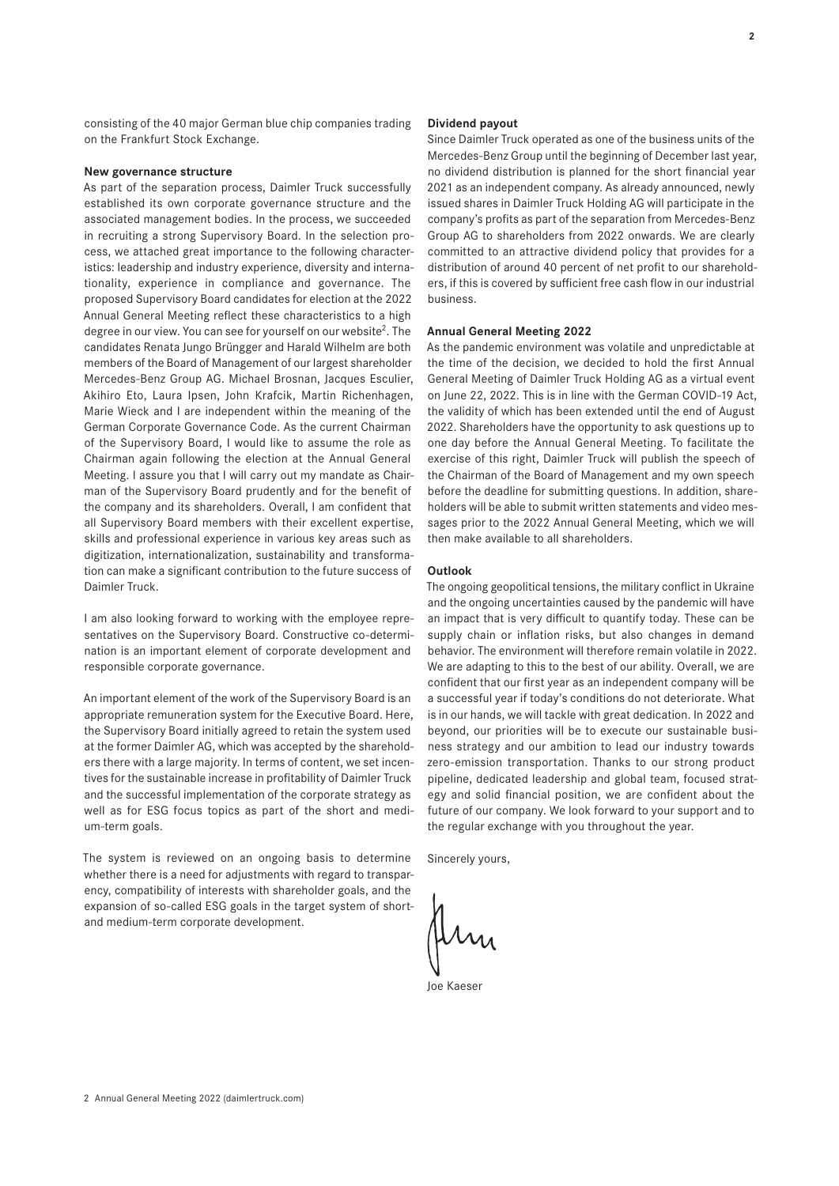consisting of the 40 major German blue chip companies trading on the Frankfurt Stock Exchange.

**New governance structure**

As part of the separation process, Daimler Truck successfully established its own corporate governance structure and the associated management bodies. In the process, we succeeded in recruiting a strong Supervisory Board. In the selection process, we attached great importance to the following characteristics: leadership and industry experience, diversity and internationality, experience in compliance and governance. The proposed Supervisory Board candidates for election at the 2022 Annual General Meeting reflect these characteristics to a high degree in our view. You can see for yourself on our website[2]. The candidates Renata Jungo Brüngger and Harald Wilhelm are both members of the Board of Management of our largest shareholder Mercedes-Benz Group AG. Michael Brosnan, Jacques Esculier, Akihiro Eto, Laura Ipsen, John Krafcik, Martin Richenhagen, Marie Wieck and I are independent within the meaning of the German Corporate Governance Code. As the current Chairman of the Supervisory Board, I would like to assume the role as Chairman again following the election at the Annual General Meeting. I assure you that I will carry out my mandate as Chairman of the Supervisory Board prudently and for the benefit of the company and its shareholders. Overall, I am confident that all Supervisory Board members with their excellent expertise, skills and professional experience in various key areas such as digitization, internationalization, sustainability and transformation can make a significant contribution to the future success of Daimler Truck.

I am also looking forward to working with the employee representatives on the Supervisory Board. Constructive co-determination is an important element of corporate development and responsible corporate governance.

An important element of the work of the Supervisory Board is an appropriate remuneration system for the Executive Board. Here, the Supervisory Board initially agreed to retain the system used at the former Daimler AG, which was accepted by the shareholders there with a large majority. In terms of content, we set incentives for the sustainable increase in profitability of Daimler Truck and the successful implementation of the corporate strategy as well as for ESG focus topics as part of the short and medium-term goals.

The system is reviewed on an ongoing basis to determine whether there is a need for adjustments with regard to transparency, compatibility of interests with shareholder goals, and the expansion of so-called ESG goals in the target system of short- and medium-term corporate development.

**Dividend payout**

Since Daimler Truck operated as one of the business units of the Mercedes-Benz Group until the beginning of December last year, no dividend distribution is planned for the short financial year 2021 as an independent company. As already announced, newly issued shares in Daimler Truck Holding AG will participate in the company's profits as part of the separation from Mercedes-Benz Group AG to shareholders from 2022 onwards. We are clearly committed to an attractive dividend policy that provides for a distribution of around 40 percent of net profit to our shareholders, if this is covered by sufficient free cash flow in our industrial business.

**Annual General Meeting 2022**

As the pandemic environment was volatile and unpredictable at the time of the decision, we decided to hold the first Annual General Meeting of Daimler Truck Holding AG as a virtual event on June 22, 2022. This is in line with the German COVID-19 Act, the validity of which has been extended until the end of August 2022. Shareholders have the opportunity to ask questions up to one day before the Annual General Meeting. To facilitate the exercise of this right, Daimler Truck will publish the speech of the Chairman of the Board of Management and my own speech before the deadline for submitting questions. In addition, shareholders will be able to submit written statements and video messages prior to the 2022 Annual General Meeting, which we will then make available to all shareholders.

**Outlook**

The ongoing geopolitical tensions, the military conflict in Ukraine and the ongoing uncertainties caused by the pandemic will have an impact that is very difficult to quantify today. These can be supply chain or inflation risks, but also changes in demand behavior. The environment will therefore remain volatile in 2022. We are adapting to this to the best of our ability. Overall, we are confident that our first year as an independent company will be a successful year if today's conditions do not deteriorate. What is in our hands, we will tackle with great dedication. In 2022 and beyond, our priorities will be to execute our sustainable business strategy and our ambition to lead our industry towards zero-emission transportation. Thanks to our strong product pipeline, dedicated leadership and global team, focused strategy and solid financial position, we are confident about the future of our company. We look forward to your support and to the regular exchange with you throughout the year.

Sincerely yours,

Joe Kaeser

2 Annual General Meeting 2022 (daimlertruck.com)